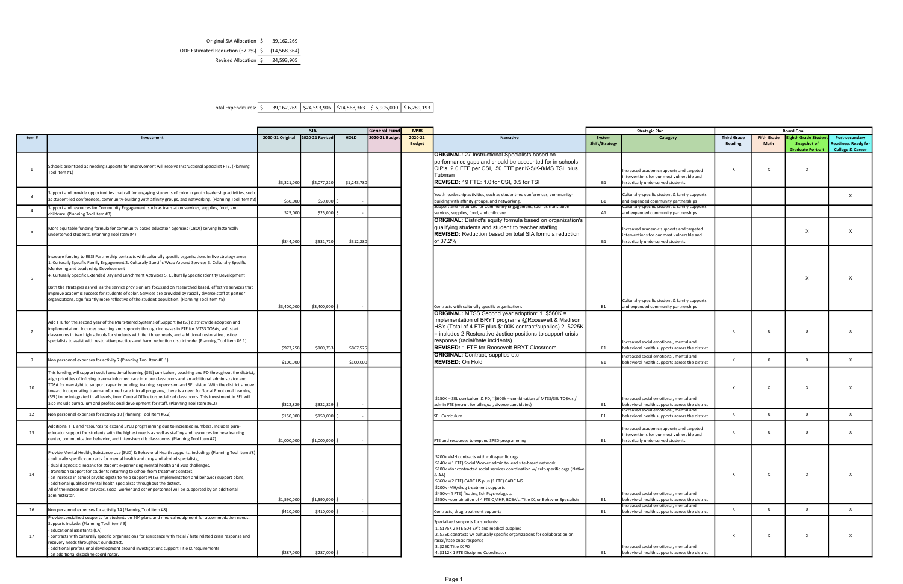| | | |
|---|---|---|
| Original SIA Allocation | $ | 39,162,269 |
| ODE Estimated Reduction (37.2%) | $ | (14,568,364) |
| Revised Allocation | $ | 24,593,905 |

| Total Expenditures: | $ 39,162,269 | $24,593,906 | $14,568,363 | $ 5,905,000 | $ 6,289,193 |
|---|---|---|---|---|---|

| Item # | Investment | SIA | | | General Fund | M98 | Narrative | Strategic Plan | | Board Goal | | | |
|---|---|---|---|---|---|---|---|---|---|---|---|---|---|
| | | 2020-21 Original | 2020-21 Revised | HOLD | 2020-21 Budget | 2020-21 Budget | | System Shift/Strategy | Category | Third Grade Reading | Fifth Grade Math | Eighth Grade Student Snapshot of Graduate Portrait | Post-secondary Readiness Ready for College & Career |
| 1 | Schools prioritized as needing supports for improvement will receive Instructional Specialist FTE. (Planning Tool Item #1) | $3,321,000 | $2,077,220 | $1,243,780 | | | **ORIGINAL:** 27 Instructional Specialists based on performance gaps and should be accounted for in schools CIP's. 2.0 FTE per CSI, .50 FTE per K-5/K-8/MS TSI, plus Tubman **REVISED:** 19 FTE: 1.0 for CSI, 0.5 for TSI | B1 | Increased academic supports and targeted interventions for our most vulnerable and historically underserved students | X | X | X | |
| 3 | Support and provide opportunities that call for engaging students of color in youth leadership activities, such as student-led conferences, community-building with affinity groups, and networking. (Planning Tool Item #2) | $50,000 | $50,000 | $ - | | | Youth leadership activities, such as student-led conferences, community-building with affinity groups, and networking. | B1 | Culturally-specific student & family supports and expanded community partnerships | | | | X |
| 4 | Support and resources for Community Engagement, such as translation services, supplies, food, and childcare. (Planning Tool Item #3) | $25,000 | $25,000 | $ - | | | Support and resources for Community Engagement, such as translation services, supplies, food, and childcare. | A1 | Culturally-specific student & family supports and expanded community partnerships | | | | |
| 5 | More equitable funding formula for community based education agencies (CBOs) serving historically underserved students. (Planning Tool Item #4) | $844,000 | $531,720 | $312,280 | | | **ORIGINAL:** District's equity formula based on organization's qualifying students and student to teacher staffing. **REVISED:** Reduction based on total SIA formula reduction of 37.2% | B1 | Increased academic supports and targeted interventions for our most vulnerable and historically underserved students | | | X | X |
| 6 | Increase funding to RESJ Partnership contracts with culturally specific organizations in five strategy areas: 1. Culturally Specific Family Engagement 2. Culturally Specific Wrap Around Services 3. Culturally Specific Mentoring and Leadership Development 4. Culturally Specific Extended Day and Enrichment Activities 5. Culturally Specific Identity Development<br><br>Both the strategies as well as the service provision are focussed on researched based, effective services that improve academic success for students of color. Services are provided by racially diverse staff at partner organizations, significantly more reflective of the student population. (Planning Tool Item #5) | $3,400,000 | $3,400,000 | $ - | | | Contracts with culturally specific organizations. | B1 | Culturally-specific student & family supports and expanded community partnerships | | | X | X |
| 7 | Add FTE for the second year of the Multi-tiered Systems of Support (MTSS) districtwide adoption and implementation. Includes coaching and supports through increases in FTE for MTSS TOSAs, soft start classrooms in two high schools for students with tier three needs, and additional restorative justice specialists to assist with restorative practices and harm reduction district wide. (Planning Tool Item #6.1) | $977,258 | $109,733 | $867,525 | | | **ORIGINAL:** MTSS Second year adoption: 1. $560K = Implementation of BRYT programs @Roosevelt & Madison HS's (Total of 4 FTE plus $100K contract/supplies) 2. $225K = includes 2 Restorative Justice positions to support crisis response (racial/hate incidents) **REVISED:** 1 FTE for Roosevelt BRYT Classroom | E1 | Increased social emotional, mental and behavioral health supports across the district | X | X | X | X |
| 9 | Non personnel expenses for activity 7 (Planning Tool Item #6.1) | $100,000 | | $100,000 | | | **ORIGINAL:** Contract, supplies etc **REVISED:** On Hold | E1 | Increased social emotional, mental and behavioral health supports across the district | X | X | X | X |
| 10 | This funding will support social emotional learning (SEL) curriculum, coaching and PD throughout the district, align priorities of infusing trauma informed care into our classrooms and an additional administrator and TOSA for oversight to support capacity building, training, supervision and SEL vision. With the district's move toward incorporating trauma informed care into all programs, there is a need for Social Emotional Learning (SEL) to be integrated in all levels, from Central Office to specialized classrooms. This investment in SEL will also include curriculum and professional development for staff. (Planning Tool Item #6.2) | $322,829 | $322,829 | $ - | | | $150K = SEL curriculum & PD, ~$600k = combination of MTSS/SEL TOSA's / admin FTE (recruit for bilingual, diverse candidates) | E1 | Increased social emotional, mental and behavioral health supports across the district | X | X | X | X |
| 12 | Non personnel expenses for activity 10 (Planning Tool Item #6.2) | $150,000 | $150,000 | $ - | | | SEL Curriculum | E1 | Increased social emotional, mental and behavioral health supports across the district | X | X | X | X |
| 13 | Additional FTE and resources to expand SPED programming due to increased numbers. Includes para-educator support for students with the highest needs as well as staffing and resources for new learning center, communication behavior, and intensive skills classrooms. (Planning Tool Item #7) | $1,000,000 | $1,000,000 | $ - | | | FTE and resources to expand SPED programming | E1 | Increased academic supports and targeted interventions for our most vulnerable and historically underserved students | X | X | X | X |
| 14 | Provide Mental Health, Substance Use (SUD) & Behavioral Health supports, including: (Planning Tool Item #8)<br>- culturally specific contracts for mental health and drug and alcohol specialists,<br>- dual diagnosis clinicians for student experiencing mental health and SUD challenges,<br>- transition support for students returning to school from treatment centers,<br>- an increase in school psychologists to help support MTSS implementation and behavior support plans,<br>- additional qualified mental health specialists throughout the district.<br>All of the increases in services, social worker and other personnel will be supported by an additional administrator. | $1,590,000 | $1,590,000 | $ - | | | $200k =MH contracts with cult-specific orgs<br>$140k =(1 FTE) Social Worker admin to lead site-based network<br>$100k =for contracted social services coordination w/ cult-specific orgs (Native & AA)<br>$360k =(2 FTE) CADC HS plus (1 FTE) CADC MS<br>$200k -MH/drug treatment supports<br>$450k=(4 FTE) floating Sch Psychologists<br>$550k =combination of 4 FTE QMHP, BCBA's, Title IX, or Behavior Specialists | E1 | Increased social emotional, mental and behavioral health supports across the district | X | X | X | X |
| 16 | Non personnel expenses for activity 14 (Planning Tool Item #8) | $410,000 | $410,000 | $ - | | | Contracts, drug treatment supports | E1 | Increased social emotional, mental and behavioral health supports across the district | X | X | X | X |
| 17 | Provide specialized supports for students on 504 plans and medical equipment for accommodation needs. Supports include: (Planning Tool Item #9)<br>- educational assistants (EA)<br>- contracts with culturally specific organizations for assistance with racial / hate related crisis response and recovery needs throughout our district,<br>- additional professional development around investigations support Title IX requirements<br>- an additional discipline coordinator. | $287,000 | $287,000 | $ - | | | Specialized supports for students:<br>1. $175K 2 FTE 504 EA's and medical supplies<br>2. $75K contracts w/ culturally specific organizations for collaboration on racial/hate crisis response<br>3. $25K Title IX PD<br>4. $112K 1 FTE Discipline Coordinator | E1 | Increased social emotional, mental and behavioral health supports across the district | X | X | X | X |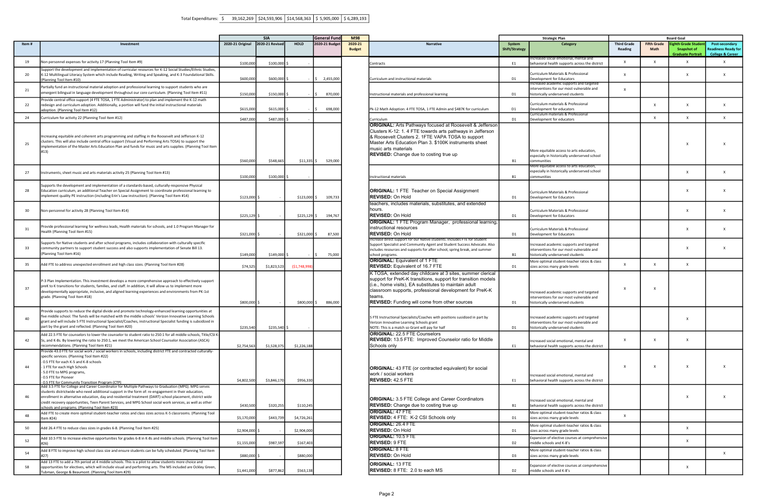Total Expenditures: $ 39,162,269 | $24,593,906 | $14,568,363 | $ 5,905,000 | $ 6,289,193

| Item # | Investment | SIA 2020-21 Original | SIA 2020-21 Revised | SIA HOLD | General Fund 2020-21 Budget | M98 2020-21 Budget | Narrative | Strategic Plan System Shift/Strategy | Strategic Plan Category | Board Goal Third Grade Reading | Board Goal Fifth Grade Math | Board Goal Eighth Grade Student Snapshot of Graduate Portrait | Board Goal Post-secondary Readiness Ready for College & Career |
|---|---|---|---|---|---|---|---|---|---|---|---|---|---|
| 19 | Non personnel expenses for activity 17 (Planning Tool Item #9) | $100,000 | $100,000 | $ - | | | Contracts | E1 | Increased social emotional, mental and behavioral health supports across the district | X | X | X | X |
| 20 | Support the development and implementation of curricular resources for K-12 Social Studies/Ethnic Studies, K-12 Multilingual Literacy System which include Reading, Writing and Speaking, and K-3 Foundational Skills. (Planning Tool Item #10) | $600,000 | $600,000 | $ - | $ 2,455,000 | | Curriculum and instructional materials | D1 | Curriculum Materials & Professional Development for Educators | X | | X | X |
| 21 | Partially fund an instructional material adoption and professional learning to support students who are emergent bilingual in language development throughout our core curriculum. (Planning Tool Item #11) | $150,000 | $150,000 | $ - | $ 870,000 | | Instructional materials and professional learning | D1 | Increased academic supports and targeted interventions for our most vulnerable and historically underserved students | X | | | |
| 22 | Provide central office support (4 FTE TOSA, 1 FTE Administrator) to plan and implement the K-12 math redesign and curriculum adoption. Additionally, a portion will fund the initial instructional materials adoption. (Planning Tool Item #12) | $615,000 | $615,000 | $ - | $ 698,000 | | Pk-12 Math Adoption: 4 FTE TOSA, 1 FTE Admin and $487K for curriculum | D1 | Curriculum materials & Professional Development for educators | | X | X | X |
| 24 | Curriculum for activity 22 (Planning Tool Item #12) | $487,000 | $487,000 | $ - | | | Curriculum | D1 | Curriculum materials & Professional Development for educators | | X | X | X |
| 25 | Increasing equitable and coherent arts programming and staffing in the Roosevelt and Jefferson K-12 clusters. This will also include central office support (Visual and Performing Arts TOSA) to support the implementation of the Master Arts Education Plan and funds for music and arts supplies. (Planning Tool Item #13) | $560,000 | $548,665 | $11,335 | $ 529,000 | | **ORIGINAL:** Arts Pathways focused at Roosevelt & Jefferson Clusters K-12: 1. 4 FTE towards arts pathways in Jefferson & Roosevelt Clusters 2. 1FTE VAPA TOSA to support Master Arts Education Plan 3. $100K instruments sheet music arts materials **REVISED:** Change due to costing true up | B1 | More equitable access to arts education, especially in historically underserved school communities | | | X | X |
| 27 | Instruments, sheet music and arts materials activity 25 (Planning Tool Item #13) | $100,000 | $100,000 | $ - | | | Instructional materials | B1 | More equitable access to arts education, especially in historically underserved school communities | | | X | X |
| 28 | Supports the development and implementation of a standards-based, culturally-responsive Physical Education curriculum, an additional Teacher on Special Assignment to coordinate professional learning to implement quality PE instruction (including Erin's Law instruction). (Planning Tool Item #14) | $123,000 | $ - | $123,000 | $ 109,733 | | **ORIGINAL:** 1 FTE Teacher on Special Assignment **REVISED:** On Hold | D1 | Curriculum Materials & Professional Development for Educators | | | X | X |
| 30 | Non-personnel for activity 28 (Planning Tool Item #14) | $225,129 | $ - | $225,129 | $ 194,767 | | teachers, includes materials, substitutes, and extended hours. **REVISED:** On Hold | D1 | Curriculum Materials & Professional Development for Educators | | | X | X |
| 31 | Provide professional learning for wellness leads, Health materials for schools, and 1.0 Program Manager for Health (Planning Tool Item #15) | $321,000 | $ - | $321,000 | $ 87,500 | | **ORIGINAL:** 1 FTE Program Manager, professional learning, instructional resources **REVISED:** On Hold | D1 | Curriculum Materials & Professional Development for Educators | | | X | X |
| 33 | Supports for Native students and after school programs, includes collaboration with culturally specific community partners to support student success and also supports implementation of Senate Bill 13. (Planning Tool Item #16) | $149,000 | $149,000 | $ - | $ 75,000 | | Increase direct support for our Native students. Includes FTE for Student Support Specialist and Community Agent and Student Success Advocate. Also includes resources and supports for after school, spring break, and summer school programs. | B1 | Increased academic supports and targeted interventions for our most vulnerable and historically underserved students | | | X | X |
| 35 | Add FTE to address unexpected enrollment and high class sizes. (Planning Tool Item #28) | $74,525 | $1,823,523 | ($1,748,998) | | | **ORIGINAL:** Equivalent of 1 FTE **REVISED:** Equivalent of 16.7 FTE | D1 | More optimal student-teacher ratios & class sizes across many grade levels | X | X | X | |
| 37 | P-3 Plan Implementation. This investment develops a more comprehensive approach to effectively support preK to K transitions for students, families, and staff. In addition, it will allow us to implement more developmentally appropriate, inclusive, and aligned learning experiences and environments from PK-1st grade. (Planning Tool Item #18) | $800,000 | $ - | $800,000 | $ 886,000 | | K TOSA, extended day childcare at 3 sites, summer clerical support for PreK-K transitions, support for transition models (i.e., home visits), EA substitutes to maintain adult classroom supports, professional development for PreK-K teams. **REVISED:** Funding will come from other sources | D1 | Increased academic supports and targeted interventions for our most vulnerable and historically underserved students | X | X | | |
| 40 | Provide supports to reduce the digital divide and promote technology-enhanced learning opportunities at five middle school. The funds will be matched with the middle schools' Verizon Innovative Learning Schools grant and will include 5 FTE Instructional Specialist/Coaches, instructional Specialist funding is subsidized in part by the grant and reflected. (Planning Tool Item #20) | $235,540 | $235,540 | $ - | | | 5 FTE Instructional Specialists/Coaches with positions susidized in part by Verizon Innovative Learning Schools grant NOTE: This is a match so Grant will pay for half | D1 | Increased academic supports and targeted interventions for our most vulnerable and historically underserved students | | | X | |
| 42 | Add 22.5 FTE for counselors to lower the counselor to student ratio to 250:1 for all middle schools, Title/CSI K-5s, and K-8s. By lowering the ratio to 250:1, we meet the American School Counselor Association (ASCA) recommendations. (Planning Tool Item #21) | $2,754,563 | $1,528,375 | $1,226,188 | | | **ORIGINAL:** 22.5 FTE Counselors **REVISED:** 13.5 FTE: Improved Counselor ratio for Middle Schools only | E1 | Increased social emotional, mental and behavioral health supports across the district | X | X | X | |
| 44 | Provide 43.0 FTE for social work / social workers in schools, including district FTE and contracted culturally-specific services. (Planning Tool Item #22)<br>- 0.5 FTE for each K-5 and K-8 schools<br>- 1 FTE for each High Schools<br>- 5.0 FTE to MPG programs,<br>- 0.5 FTE for Pioneer<br>- 0.5 FTE for Community Transition Program (CTP) | $4,802,500 | $3,846,170 | $956,330 | | | **ORIGINAL:** 43 FTE (or contracted equivalent) for social work / social workers **REVISED:** 42.5 FTE | E1 | Increased social emotional, mental and behavioral health supports across the district | X | X | X | X |
| 46 | Add 3.5 FTE for College and Career Coordinator for Multiple Pathways to Graduation (MPG). MPG serves students districtwide who need additional support in the form of: re-engagement in their education, enrollment in alternative education, day and residential treatment (DART) school placement, district wide credit recovery opportunities, Teen Parent Services, and MPG School social work services, as well as other schools and programs. (Planning Tool Item #23) | $430,500 | $320,255 | $110,245 | | | **ORIGINAL:** 3.5 FTE College and Career Coordinators **REVISED:** Change due to costing true up | B1 | Increased social emotional, mental and behavioral health supports across the district | | | X | X |
| 48 | Add FTE to create more optimal student-teacher ratios and class sizes across K-5 classrooms. (Planning Tool Item #24) | $5,170,000 | $443,739 | $4,726,261 | | | **ORIGINAL:** 47 FTE **REVISED:** 4 FTE: K-2 CSI Schools only | D1 | More optimal student-teacher ratios & class sizes across many grade levels | X | | | |
| 50 | Add 26.4 FTE to reduce class sizes in grades 6-8. (Planning Tool Item #25) | $2,904,000 | $ - | $2,904,000 | | | **ORIGINAL:** 26.4 FTE **REVISED:** On Hold | D1 | More optimal student-teacher ratios & class sizes across many grade levels | | | X | |
| 52 | Add 10.5 FTE to increase elective opportunities for grades 6-8 in K-8s and middle schools. (Planning Tool Item #26) | $1,155,000 | $987,597 | $167,403 | | | **ORIGINAL:** 10.5 FTE **REVISED:** 9 FTE | D2 | Expansion of elective courses at comprehensive middle schools and K-8's | | | X | |
| 54 | Add 8 FTE to improve high school class size and ensure students can be fully scheduled. (Planning Tool Item #27) | $880,000 | $ - | $880,000 | | | **ORIGINAL:** 8 FTE **REVISED:** On Hold | D3 | More optimal student-teacher ratios & class sizes across many grade levels | | | | X |
| 58 | Add 13 FTE to add a 7th period at 4 middle schools. This is a pilot to allow students more choice and opportunities for electives, which will include visual and performing arts. The MS included are Ockley Green, Tubman, George & Beaumont. (Planning Tool Item #29) | $1,441,000 | $877,862 | $563,138 | | | **ORIGINAL:** 13 FTE **REVISED:** 8 FTE: 2.0 to each MS | D2 | Expansion of elective courses at comprehensive middle schools and K-8's | | | X | |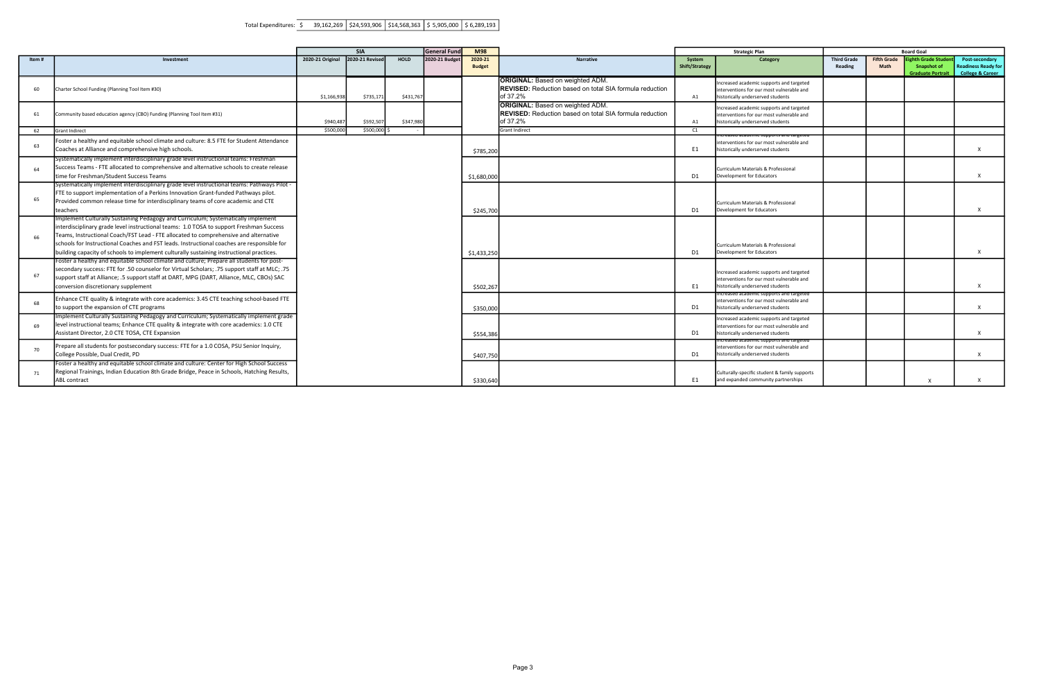Total Expenditures: $ 39,162,269 | $24,593,906 | $14,568,363 | $ 5,905,000 | $ 6,289,193

| Item # | Investment | SIA | | | General Fund | M98 | Narrative | Strategic Plan | | Board Goal | | | |
|---|---|---|---|---|---|---|---|---|---|---|---|---|---|
| | | 2020-21 Original | 2020-21 Revised | HOLD | 2020-21 Budget | 2020-21 Budget | | System Shift/Strategy | Category | Third Grade Reading | Fifth Grade Math | Eighth Grade Student Snapshot of Graduate Portrait | Post-secondary Readiness Ready for College & Career |
| 60 | Charter School Funding (Planning Tool Item #30) | $1,166,938 | $735,171 | $431,767 | | | **ORIGINAL:** Based on weighted ADM. **REVISED:** Reduction based on total SIA formula reduction of 37.2% | A1 | Increased academic supports and targeted interventions for our most vulnerable and historically underserved students | | | | |
| 61 | Community based education agency (CBO) Funding (Planning Tool Item #31) | $940,487 | $592,507 | $347,980 | | | **ORIGINAL:** Based on weighted ADM. **REVISED:** Reduction based on total SIA formula reduction of 37.2% | A1 | Increased academic supports and targeted interventions for our most vulnerable and historically underserved students | | | | |
| 62 | Grant Indirect | $500,000 | $500,000 | $ - | | | Grant Indirect | C1 | | | | | |
| 63 | Foster a healthy and equitable school climate and culture: 8.5 FTE for Student Attendance Coaches at Alliance and comprehensive high schools. | | | | | $785,200 | | E1 | Increased academic supports and targeted interventions for our most vulnerable and historically underserved students | | | | X |
| 64 | Systematically implement interdisciplinary grade level instructional teams: Freshman Success Teams - FTE allocated to comprehensive and alternative schools to create release time for Freshman/Student Success Teams | | | | | $1,680,000 | | D1 | Curriculum Materials & Professional Development for Educators | | | | X |
| 65 | Systematically implement interdisciplinary grade level instructional teams: Pathways Pilot - FTE to support implementation of a Perkins Innovation Grant-funded Pathways pilot. Provided common release time for interdisciplinary teams of core academic and CTE teachers | | | | | $245,700 | | D1 | Curriculum Materials & Professional Development for Educators | | | | X |
| 66 | Implement Culturally Sustaining Pedagogy and Curriculum; Systematically implement interdisciplinary grade level instructional teams: 1.0 TOSA to support Freshman Success Teams, Instructional Coach/FST Lead - FTE allocated to comprehensive and alternative schools for Instructional Coaches and FST leads. Instructional coaches are responsible for building capacity of schools to implement culturally sustaining instructional practices. | | | | | $1,433,250 | | D1 | Curriculum Materials & Professional Development for Educators | | | | X |
| 67 | Foster a healthy and equitable school climate and culture; Prepare all students for post-secondary success: FTE for .50 counselor for Virtual Scholars; .75 support staff at MLC; .75 support staff at Alliance; .5 support staff at DART, MPG (DART, Alliance, MLC, CBOs) SAC conversion discretionary supplement | | | | | $502,267 | | E1 | Increased academic supports and targeted interventions for our most vulnerable and historically underserved students | | | | X |
| 68 | Enhance CTE quality & integrate with core academics: 3.45 CTE teaching school-based FTE to support the expansion of CTE programs | | | | | $350,000 | | D1 | Increased academic supports and targeted interventions for our most vulnerable and historically underserved students | | | | X |
| 69 | Implement Culturally Sustaining Pedagogy and Curriculum; Systematically implement grade level instructional teams; Enhance CTE quality & integrate with core academics: 1.0 CTE Assistant Director, 2.0 CTE TOSA, CTE Expansion | | | | | $554,386 | | D1 | Increased academic supports and targeted interventions for our most vulnerable and historically underserved students | | | | X |
| 70 | Prepare all students for postsecondary success: FTE for a 1.0 COSA, PSU Senior Inquiry, College Possible, Dual Credit, PD | | | | | $407,750 | | D1 | Increased academic supports and targeted interventions for our most vulnerable and historically underserved students | | | | X |
| 71 | Foster a healthy and equitable school climate and culture: Center for High School Success Regional Trainings, Indian Education 8th Grade Bridge, Peace in Schools, Hatching Results, ABL contract | | | | | $330,640 | | E1 | Culturally-specific student & family supports and expanded community partnerships | | | X | X |